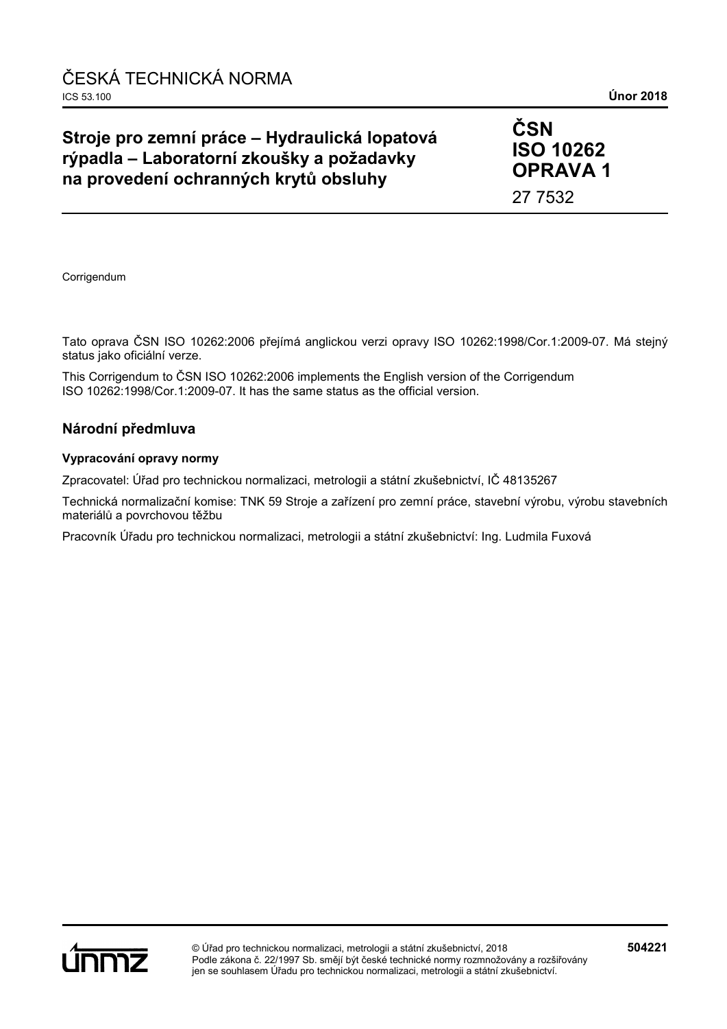ČESKÁ TECHNICKÁ NORMA

ICS 53.100 **Únor 2018**

# Stroje pro zemní práce – Hydraulická lopatová rýpadla – Laboratorní zkoušky a požadavky na provedení ochranných krytů obsluhy

**ČSN ISO 10262 OPRAVA 1**

27 7532

Corrigendum

Tato oprava ČSN ISO 10262:2006 přejímá anglickou verzi opravy ISO 10262:1998/Cor.1:2009-07. Má stejný status jako oficiální verze.

This Corrigendum to ČSN ISO 10262:2006 implements the English version of the Corrigendum ISO 10262:1998/Cor.1:2009-07. It has the same status as the official version.

## Národní předmluva

### Vypracování opravy normy

Zpracovatel: Úřad pro technickou normalizaci, metrologii a státní zkušebnictví, IČ 48135267

Technická normalizační komise: TNK 59 Stroje a zařízení pro zemní práce, stavební výrobu, výrobu stavebních materiálů a povrchovou těžbu

Pracovník Úřadu pro technickou normalizaci, metrologii a státní zkušebnictví: Ing. Ludmila Fuxová

© Úřad pro technickou normalizaci, metrologii a státní zkušebnictví, 2018
Podle zákona č. 22/1997 Sb. smějí být české technické normy rozmnožovány a rozšiřovány jen se souhlasem Úřadu pro technickou normalizaci, metrologii a státní zkušebnictví.

**504221**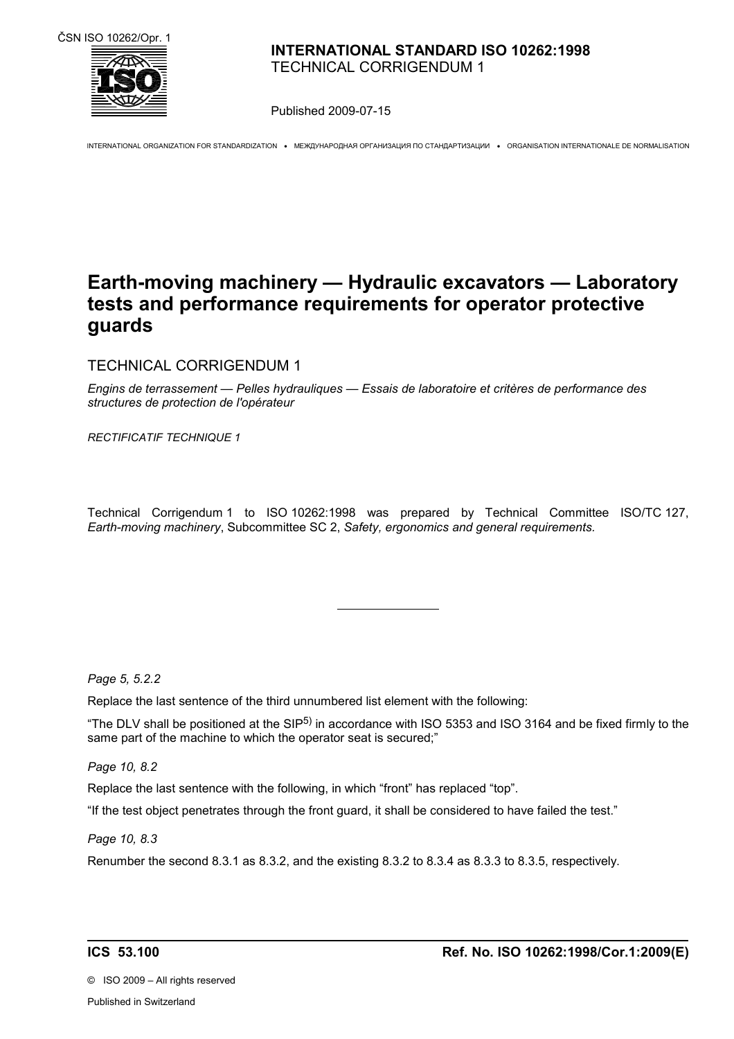**INTERNATIONAL STANDARD ISO 10262:1998**
TECHNICAL CORRIGENDUM 1

Published 2009-07-15

INTERNATIONAL ORGANIZATION FOR STANDARDIZATION • МЕЖДУНАРОДНАЯ ОРГАНИЗАЦИЯ ПО СТАНДАРТИЗАЦИИ • ORGANISATION INTERNATIONALE DE NORMALISATION

# Earth-moving machinery — Hydraulic excavators — Laboratory tests and performance requirements for operator protective guards

TECHNICAL CORRIGENDUM 1

*Engins de terrassement — Pelles hydrauliques — Essais de laboratoire et critères de performance des structures de protection de l'opérateur*

*RECTIFICATIF TECHNIQUE 1*

Technical Corrigendum 1 to ISO 10262:1998 was prepared by Technical Committee ISO/TC 127, *Earth-moving machinery*, Subcommittee SC 2, *Safety, ergonomics and general requirements*.

---

*Page 5, 5.2.2*

Replace the last sentence of the third unnumbered list element with the following:

"The DLV shall be positioned at the SIP[5)] in accordance with ISO 5353 and ISO 3164 and be fixed firmly to the same part of the machine to which the operator seat is secured;"

*Page 10, 8.2*

Replace the last sentence with the following, in which "front" has replaced "top".

"If the test object penetrates through the front guard, it shall be considered to have failed the test."

*Page 10, 8.3*

Renumber the second 8.3.1 as 8.3.2, and the existing 8.3.2 to 8.3.4 as 8.3.3 to 8.3.5, respectively.

**ICS 53.100** **Ref. No. ISO 10262:1998/Cor.1:2009(E)**

© ISO 2009 – All rights reserved

Published in Switzerland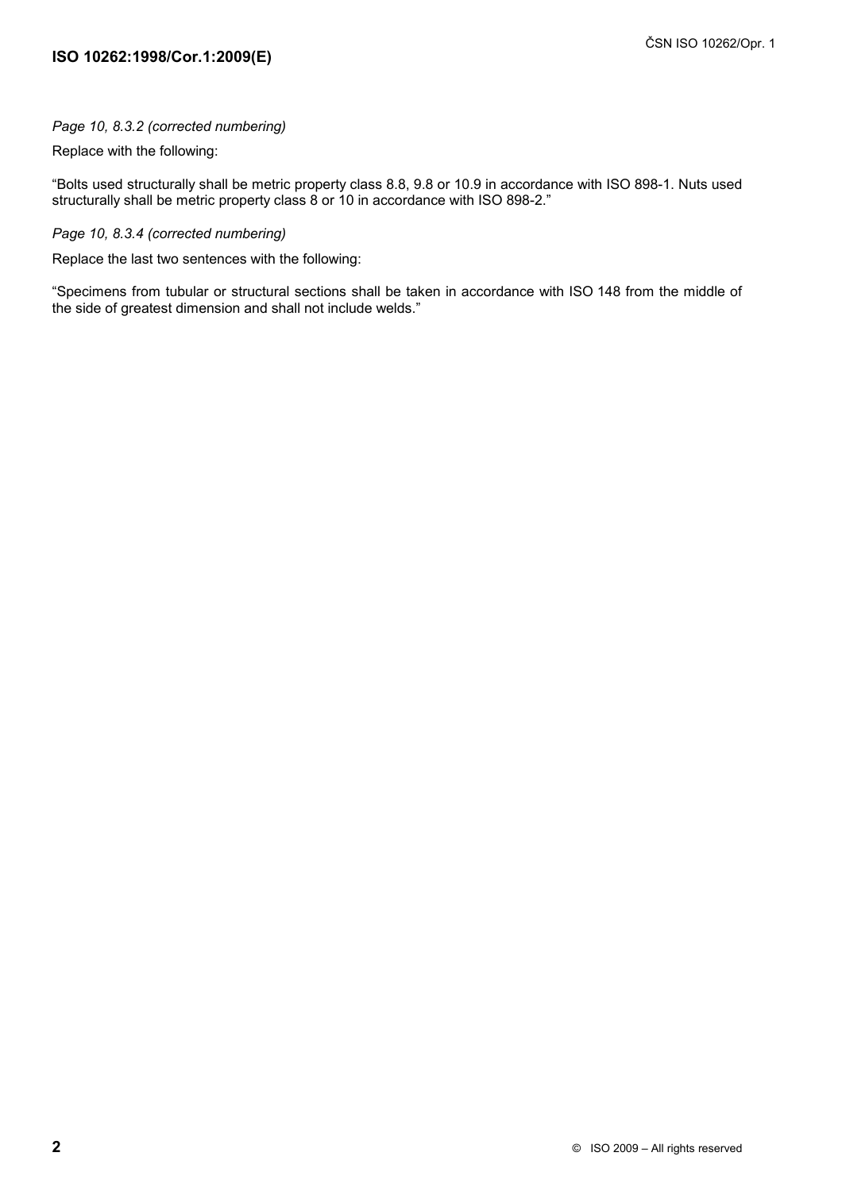*Page 10, 8.3.2 (corrected numbering)*

Replace with the following:

"Bolts used structurally shall be metric property class 8.8, 9.8 or 10.9 in accordance with ISO 898-1. Nuts used structurally shall be metric property class 8 or 10 in accordance with ISO 898-2."

*Page 10, 8.3.4 (corrected numbering)*

Replace the last two sentences with the following:

"Specimens from tubular or structural sections shall be taken in accordance with ISO 148 from the middle of the side of greatest dimension and shall not include welds."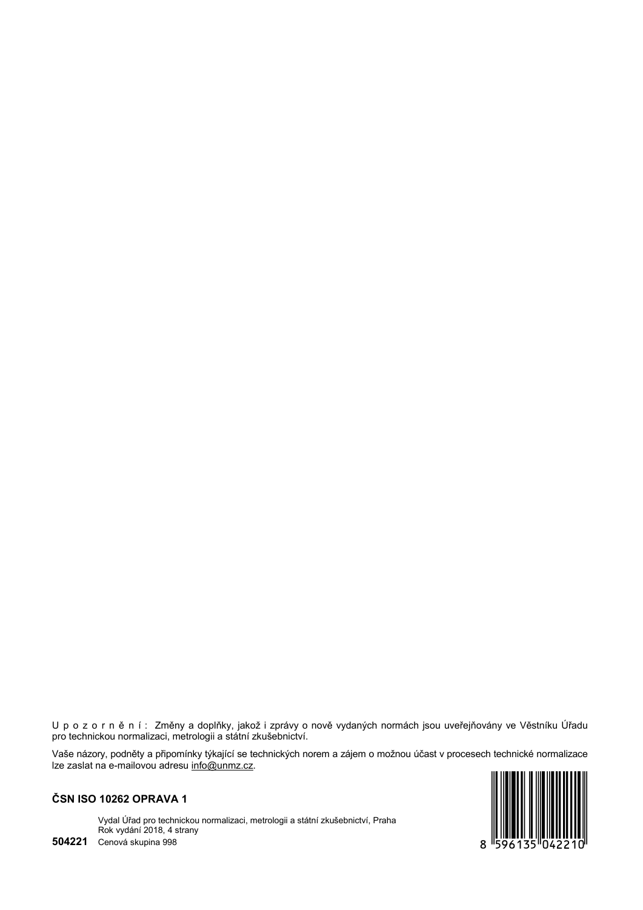U p o z o r n ě n í : Změny a doplňky, jakož i zprávy o nově vydaných normách jsou uveřejňovány ve Věstníku Úřadu pro technickou normalizaci, metrologii a státní zkušebnictví.

Vaše názory, podněty a připomínky týkající se technických norem a zájem o možnou účast v procesech technické normalizace lze zaslat na e-mailovou adresu info@unmz.cz.

**ČSN ISO 10262 OPRAVA 1**

Vydal Úřad pro technickou normalizaci, metrologii a státní zkušebnictví, Praha
Rok vydání 2018, 4 strany

**504221** Cenová skupina 998

8 596135 042210